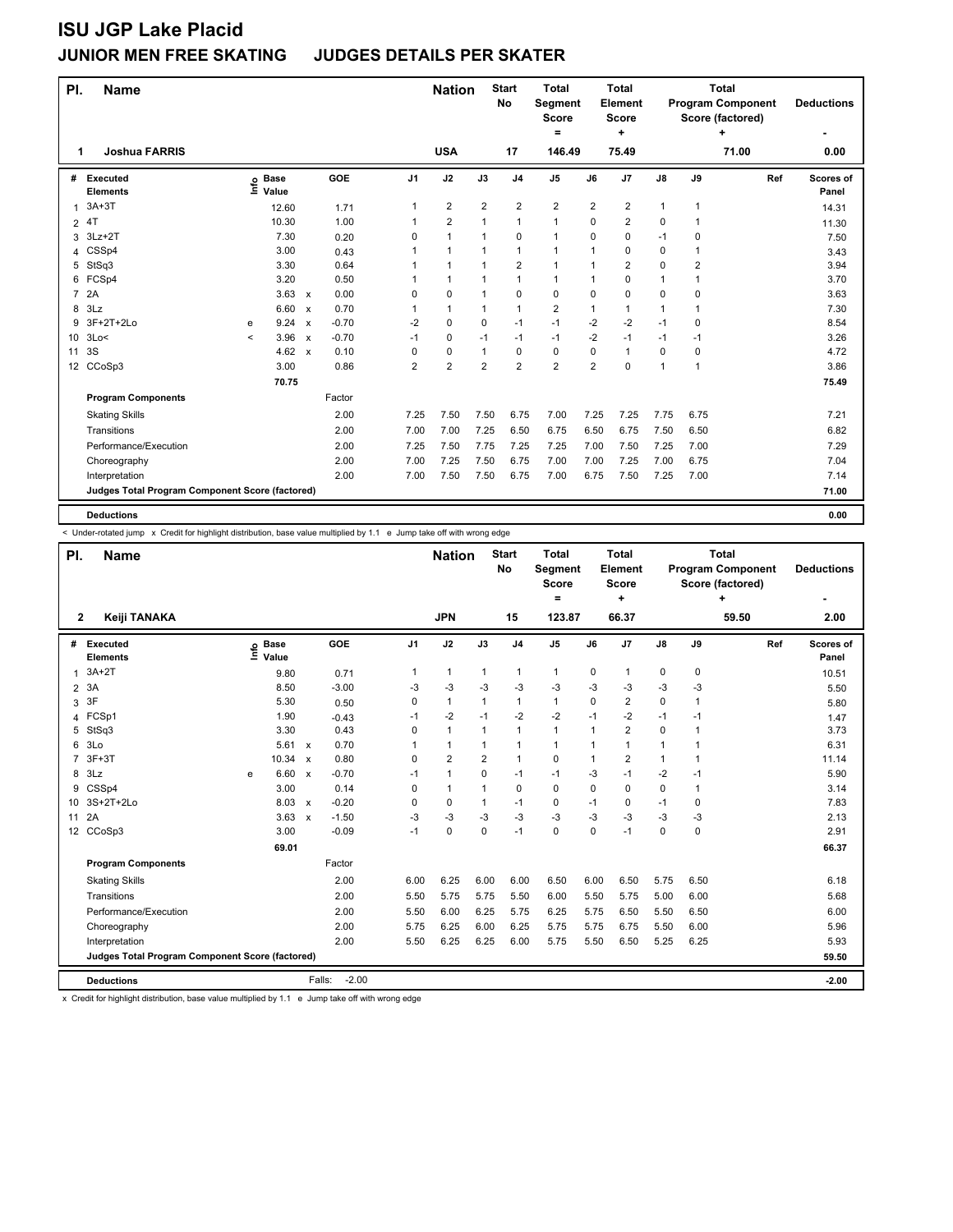# ISU JGP Lake Placid

## JUNIOR MEN FREE SKATING JUDGES DETAILS PER SKATER

| Pl. | Name | Nation | Start No | Total Segment Score = | Total Element Score + | Total Program Component Score (factored) + | Deductions - |
|---|---|---|---|---|---|---|---|
| 1 | Joshua FARRIS | USA | 17 | 146.49 | 75.49 | 71.00 | 0.00 |

| # | Executed Elements | Info | Base Value | | GOE | J1 | J2 | J3 | J4 | J5 | J6 | J7 | J8 | J9 | Ref | Scores of Panel |
|---|---|---|---|---|---|---|---|---|---|---|---|---|---|---|---|---|
| 1 | 3A+3T | | 12.60 | | 1.71 | 1 | 2 | 2 | 2 | 2 | 2 | 2 | 1 | 1 | | 14.31 |
| 2 | 4T | | 10.30 | | 1.00 | 1 | 2 | 1 | 1 | 1 | 0 | 2 | 0 | 1 | | 11.30 |
| 3 | 3Lz+2T | | 7.30 | | 0.20 | 0 | 1 | 1 | 0 | 1 | 0 | 0 | -1 | 0 | | 7.50 |
| 4 | CSSp4 | | 3.00 | | 0.43 | 1 | 1 | 1 | 1 | 1 | 1 | 0 | 0 | 1 | | 3.43 |
| 5 | StSq3 | | 3.30 | | 0.64 | 1 | 1 | 1 | 2 | 1 | 1 | 2 | 0 | 2 | | 3.94 |
| 6 | FCSp4 | | 3.20 | | 0.50 | 1 | 1 | 1 | 1 | 1 | 1 | 0 | 1 | 1 | | 3.70 |
| 7 | 2A | | 3.63 | x | 0.00 | 0 | 0 | 1 | 0 | 0 | 0 | 0 | 0 | 0 | | 3.63 |
| 8 | 3Lz | | 6.60 | x | 0.70 | 1 | 1 | 1 | 1 | 2 | 1 | 1 | 1 | 1 | | 7.30 |
| 9 | 3F+2T+2Lo | e | 9.24 | x | -0.70 | -2 | 0 | 0 | -1 | -1 | -2 | -2 | -1 | 0 | | 8.54 |
| 10 | 3Lo< | < | 3.96 | x | -0.70 | -1 | 0 | -1 | -1 | -1 | -2 | -1 | -1 | -1 | | 3.26 |
| 11 | 3S | | 4.62 | x | 0.10 | 0 | 0 | 1 | 0 | 0 | 0 | 1 | 0 | 0 | | 4.72 |
| 12 | CCoSp3 | | 3.00 | | 0.86 | 2 | 2 | 2 | 2 | 2 | 2 | 0 | 1 | 1 | | 3.86 |
| | | | 70.75 | | | | | | | | | | | | | 75.49 |
| | **Program Components** | | | | Factor | | | | | | | | | | | |
| | Skating Skills | | | | 2.00 | 7.25 | 7.50 | 7.50 | 6.75 | 7.00 | 7.25 | 7.25 | 7.75 | 6.75 | | 7.21 |
| | Transitions | | | | 2.00 | 7.00 | 7.00 | 7.25 | 6.50 | 6.75 | 6.50 | 6.75 | 7.50 | 6.50 | | 6.82 |
| | Performance/Execution | | | | 2.00 | 7.25 | 7.50 | 7.75 | 7.25 | 7.25 | 7.00 | 7.50 | 7.25 | 7.00 | | 7.29 |
| | Choreography | | | | 2.00 | 7.00 | 7.25 | 7.50 | 6.75 | 7.00 | 7.00 | 7.25 | 7.00 | 6.75 | | 7.04 |
| | Interpretation | | | | 2.00 | 7.00 | 7.50 | 7.50 | 6.75 | 7.00 | 6.75 | 7.50 | 7.25 | 7.00 | | 7.14 |
| | **Judges Total Program Component Score (factored)** | | | | | | | | | | | | | | | 71.00 |
| | **Deductions** | | | | | | | | | | | | | | | 0.00 |

< Under-rotated jump x Credit for highlight distribution, base value multiplied by 1.1 e Jump take off with wrong edge

| Pl. | Name | Nation | Start No | Total Segment Score = | Total Element Score + | Total Program Component Score (factored) + | Deductions - |
|---|---|---|---|---|---|---|---|
| 2 | Keiji TANAKA | JPN | 15 | 123.87 | 66.37 | 59.50 | 2.00 |

| # | Executed Elements | Info | Base Value | | GOE | J1 | J2 | J3 | J4 | J5 | J6 | J7 | J8 | J9 | Ref | Scores of Panel |
|---|---|---|---|---|---|---|---|---|---|---|---|---|---|---|---|---|
| 1 | 3A+2T | | 9.80 | | 0.71 | 1 | 1 | 1 | 1 | 1 | 0 | 1 | 0 | 0 | | 10.51 |
| 2 | 3A | | 8.50 | | -3.00 | -3 | -3 | -3 | -3 | -3 | -3 | -3 | -3 | -3 | | 5.50 |
| 3 | 3F | | 5.30 | | 0.50 | 0 | 1 | 1 | 1 | 1 | 0 | 2 | 0 | 1 | | 5.80 |
| 4 | FCSp1 | | 1.90 | | -0.43 | -1 | -2 | -1 | -2 | -2 | -1 | -2 | -1 | -1 | | 1.47 |
| 5 | StSq3 | | 3.30 | | 0.43 | 0 | 1 | 1 | 1 | 1 | 1 | 2 | 0 | 1 | | 3.73 |
| 6 | 3Lo | | 5.61 | x | 0.70 | 1 | 1 | 1 | 1 | 1 | 1 | 1 | 1 | 1 | | 6.31 |
| 7 | 3F+3T | | 10.34 | x | 0.80 | 0 | 2 | 2 | 1 | 0 | 1 | 2 | 1 | 1 | | 11.14 |
| 8 | 3Lz | e | 6.60 | x | -0.70 | -1 | 1 | 0 | -1 | -1 | -3 | -1 | -2 | -1 | | 5.90 |
| 9 | CSSp4 | | 3.00 | | 0.14 | 0 | 1 | 1 | 0 | 0 | 0 | 0 | 0 | 1 | | 3.14 |
| 10 | 3S+2T+2Lo | | 8.03 | x | -0.20 | 0 | 0 | 1 | -1 | 0 | -1 | 0 | -1 | 0 | | 7.83 |
| 11 | 2A | | 3.63 | x | -1.50 | -3 | -3 | -3 | -3 | -3 | -3 | -3 | -3 | -3 | | 2.13 |
| 12 | CCoSp3 | | 3.00 | | -0.09 | -1 | 0 | 0 | -1 | 0 | 0 | -1 | 0 | 0 | | 2.91 |
| | | | 69.01 | | | | | | | | | | | | | 66.37 |
| | **Program Components** | | | | Factor | | | | | | | | | | | |
| | Skating Skills | | | | 2.00 | 6.00 | 6.25 | 6.00 | 6.00 | 6.50 | 6.00 | 6.50 | 5.75 | 6.50 | | 6.18 |
| | Transitions | | | | 2.00 | 5.50 | 5.75 | 5.75 | 5.50 | 6.00 | 5.50 | 5.75 | 5.00 | 6.00 | | 5.68 |
| | Performance/Execution | | | | 2.00 | 5.50 | 6.00 | 6.25 | 5.75 | 6.25 | 5.75 | 6.50 | 5.50 | 6.50 | | 6.00 |
| | Choreography | | | | 2.00 | 5.75 | 6.25 | 6.00 | 6.25 | 5.75 | 5.75 | 6.75 | 5.50 | 6.00 | | 5.96 |
| | Interpretation | | | | 2.00 | 5.50 | 6.25 | 6.25 | 6.00 | 5.75 | 5.50 | 6.50 | 5.25 | 6.25 | | 5.93 |
| | **Judges Total Program Component Score (factored)** | | | | | | | | | | | | | | | 59.50 |
| | **Deductions** | | | Falls: | -2.00 | | | | | | | | | | | -2.00 |

x Credit for highlight distribution, base value multiplied by 1.1 e Jump take off with wrong edge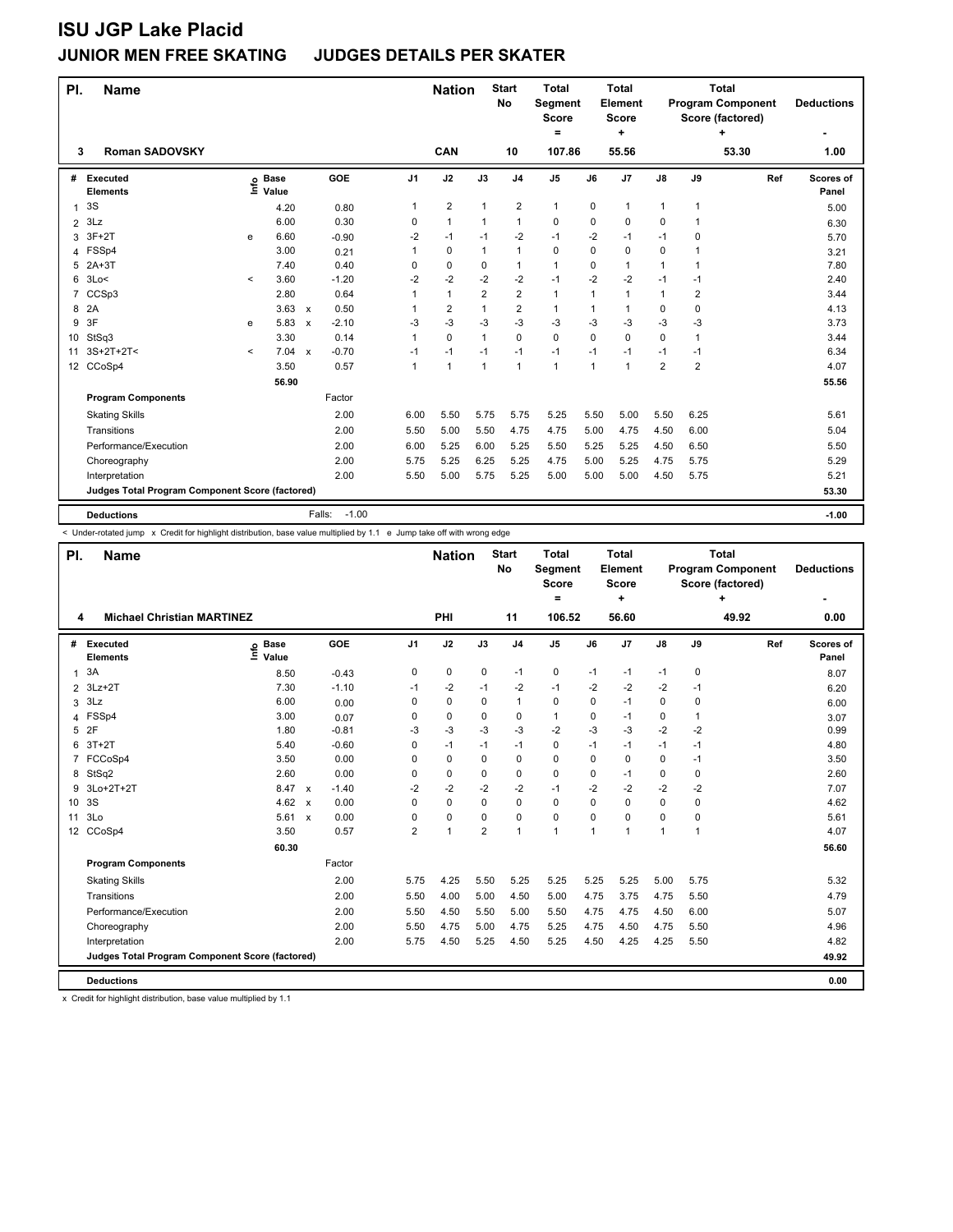# ISU JGP Lake Placid

## JUNIOR MEN FREE SKATING     JUDGES DETAILS PER SKATER

| Pl. | Name | Nation | Start No | Total Segment Score = | Total Element Score + | Total Program Component Score (factored) + | Deductions - |
|---|---|---|---|---|---|---|---|
| 3 | Roman SADOVSKY | CAN | 10 | 107.86 | 55.56 | 53.30 | 1.00 |

| # | Executed Elements | Info | Base Value | | GOE | J1 | J2 | J3 | J4 | J5 | J6 | J7 | J8 | J9 | Ref | Scores of Panel |
|---|---|---|---|---|---|---|---|---|---|---|---|---|---|---|---|---|
| 1 | 3S | | 4.20 | | 0.80 | 1 | 2 | 1 | 2 | 1 | 0 | 1 | 1 | 1 | | 5.00 |
| 2 | 3Lz | | 6.00 | | 0.30 | 0 | 1 | 1 | 1 | 0 | 0 | 0 | 0 | 1 | | 6.30 |
| 3 | 3F+2T | e | 6.60 | | -0.90 | -2 | -1 | -1 | -2 | -1 | -2 | -1 | -1 | 0 | | 5.70 |
| 4 | FSSp4 | | 3.00 | | 0.21 | 1 | 0 | 1 | 1 | 0 | 0 | 0 | 0 | 1 | | 3.21 |
| 5 | 2A+3T | | 7.40 | | 0.40 | 0 | 0 | 0 | 1 | 1 | 0 | 1 | 1 | 1 | | 7.80 |
| 6 | 3Lo< | < | 3.60 | | -1.20 | -2 | -2 | -2 | -2 | -1 | -2 | -2 | -1 | -1 | | 2.40 |
| 7 | CCSp3 | | 2.80 | | 0.64 | 1 | 1 | 2 | 2 | 1 | 1 | 1 | 1 | 2 | | 3.44 |
| 8 | 2A | | 3.63 | x | 0.50 | 1 | 2 | 1 | 2 | 1 | 1 | 1 | 0 | 0 | | 4.13 |
| 9 | 3F | e | 5.83 | x | -2.10 | -3 | -3 | -3 | -3 | -3 | -3 | -3 | -3 | -3 | | 3.73 |
| 10 | StSq3 | | 3.30 | | 0.14 | 1 | 0 | 1 | 0 | 0 | 0 | 0 | 0 | 1 | | 3.44 |
| 11 | 3S+2T+2T< | < | 7.04 | x | -0.70 | -1 | -1 | -1 | -1 | -1 | -1 | -1 | -1 | -1 | | 6.34 |
| 12 | CCoSp4 | | 3.50 | | 0.57 | 1 | 1 | 1 | 1 | 1 | 1 | 1 | 2 | 2 | | 4.07 |
| | | | 56.90 | | | | | | | | | | | | | 55.56 |
| | **Program Components** | | | | Factor | | | | | | | | | | | |
| | Skating Skills | | | | 2.00 | 6.00 | 5.50 | 5.75 | 5.75 | 5.25 | 5.50 | 5.00 | 5.50 | 6.25 | | 5.61 |
| | Transitions | | | | 2.00 | 5.50 | 5.00 | 5.50 | 4.75 | 4.75 | 5.00 | 4.75 | 4.50 | 6.00 | | 5.04 |
| | Performance/Execution | | | | 2.00 | 6.00 | 5.25 | 6.00 | 5.25 | 5.50 | 5.25 | 5.25 | 4.50 | 6.50 | | 5.50 |
| | Choreography | | | | 2.00 | 5.75 | 5.25 | 6.25 | 5.25 | 4.75 | 5.00 | 5.25 | 4.75 | 5.75 | | 5.29 |
| | Interpretation | | | | 2.00 | 5.50 | 5.00 | 5.75 | 5.25 | 5.00 | 5.00 | 5.00 | 4.50 | 5.75 | | 5.21 |
| | **Judges Total Program Component Score (factored)** | | | | | | | | | | | | | | | 53.30 |
| | **Deductions** | | | Falls: | -1.00 | | | | | | | | | | | -1.00 |

< Under-rotated jump   x Credit for highlight distribution, base value multiplied by 1.1   e Jump take off with wrong edge

| Pl. | Name | Nation | Start No | Total Segment Score = | Total Element Score + | Total Program Component Score (factored) + | Deductions - |
|---|---|---|---|---|---|---|---|
| 4 | Michael Christian MARTINEZ | PHI | 11 | 106.52 | 56.60 | 49.92 | 0.00 |

| # | Executed Elements | Info | Base Value | | GOE | J1 | J2 | J3 | J4 | J5 | J6 | J7 | J8 | J9 | Ref | Scores of Panel |
|---|---|---|---|---|---|---|---|---|---|---|---|---|---|---|---|---|
| 1 | 3A | | 8.50 | | -0.43 | 0 | 0 | 0 | -1 | 0 | -1 | -1 | -1 | 0 | | 8.07 |
| 2 | 3Lz+2T | | 7.30 | | -1.10 | -1 | -2 | -1 | -2 | -1 | -2 | -2 | -2 | -1 | | 6.20 |
| 3 | 3Lz | | 6.00 | | 0.00 | 0 | 0 | 0 | 1 | 0 | 0 | -1 | 0 | 0 | | 6.00 |
| 4 | FSSp4 | | 3.00 | | 0.07 | 0 | 0 | 0 | 0 | 1 | 0 | -1 | 0 | 1 | | 3.07 |
| 5 | 2F | | 1.80 | | -0.81 | -3 | -3 | -3 | -3 | -2 | -3 | -3 | -2 | -2 | | 0.99 |
| 6 | 3T+2T | | 5.40 | | -0.60 | 0 | -1 | -1 | -1 | 0 | -1 | -1 | -1 | -1 | | 4.80 |
| 7 | FCCoSp4 | | 3.50 | | 0.00 | 0 | 0 | 0 | 0 | 0 | 0 | 0 | 0 | -1 | | 3.50 |
| 8 | StSq2 | | 2.60 | | 0.00 | 0 | 0 | 0 | 0 | 0 | 0 | -1 | 0 | 0 | | 2.60 |
| 9 | 3Lo+2T+2T | | 8.47 | x | -1.40 | -2 | -2 | -2 | -2 | -1 | -2 | -2 | -2 | -2 | | 7.07 |
| 10 | 3S | | 4.62 | x | 0.00 | 0 | 0 | 0 | 0 | 0 | 0 | 0 | 0 | 0 | | 4.62 |
| 11 | 3Lo | | 5.61 | x | 0.00 | 0 | 0 | 0 | 0 | 0 | 0 | 0 | 0 | 0 | | 5.61 |
| 12 | CCoSp4 | | 3.50 | | 0.57 | 2 | 1 | 2 | 1 | 1 | 1 | 1 | 1 | 1 | | 4.07 |
| | | | 60.30 | | | | | | | | | | | | | 56.60 |
| | **Program Components** | | | | Factor | | | | | | | | | | | |
| | Skating Skills | | | | 2.00 | 5.75 | 4.25 | 5.50 | 5.25 | 5.25 | 5.25 | 5.25 | 5.00 | 5.75 | | 5.32 |
| | Transitions | | | | 2.00 | 5.50 | 4.00 | 5.00 | 4.50 | 5.00 | 4.75 | 3.75 | 4.75 | 5.50 | | 4.79 |
| | Performance/Execution | | | | 2.00 | 5.50 | 4.50 | 5.50 | 5.00 | 5.50 | 4.75 | 4.75 | 4.50 | 6.00 | | 5.07 |
| | Choreography | | | | 2.00 | 5.50 | 4.75 | 5.00 | 4.75 | 5.25 | 4.75 | 4.50 | 4.75 | 5.50 | | 4.96 |
| | Interpretation | | | | 2.00 | 5.75 | 4.50 | 5.25 | 4.50 | 5.25 | 4.50 | 4.25 | 4.25 | 5.50 | | 4.82 |
| | **Judges Total Program Component Score (factored)** | | | | | | | | | | | | | | | 49.92 |
| | **Deductions** | | | | | | | | | | | | | | | 0.00 |

x Credit for highlight distribution, base value multiplied by 1.1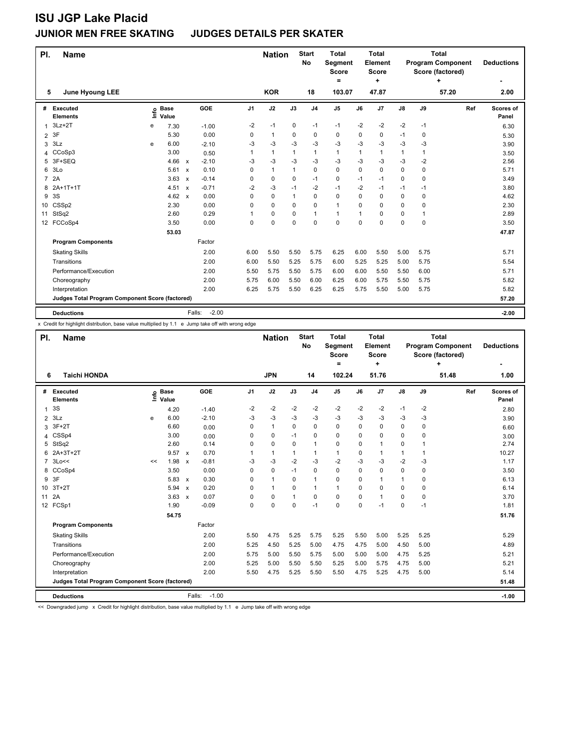# ISU JGP Lake Placid

## JUNIOR MEN FREE SKATING JUDGES DETAILS PER SKATER

| Pl. | Name | Nation | Start No | Total Segment Score = | Total Element Score + | Total Program Component Score (factored) + | Deductions - |
|---|---|---|---|---|---|---|---|
| 5 | June Hyoung LEE | KOR | 18 | 103.07 | 47.87 | 57.20 | 2.00 |

| # | Executed Elements | Info | Base Value | | GOE | J1 | J2 | J3 | J4 | J5 | J6 | J7 | J8 | J9 | Ref | Scores of Panel |
|---|---|---|---|---|---|---|---|---|---|---|---|---|---|---|---|---|
| 1 | 3Lz+2T | e | 7.30 | | -1.00 | -2 | -1 | 0 | -1 | -1 | -2 | -2 | -2 | -1 | | 6.30 |
| 2 | 3F | | 5.30 | | 0.00 | 0 | 1 | 0 | 0 | 0 | 0 | 0 | -1 | 0 | | 5.30 |
| 3 | 3Lz | e | 6.00 | | -2.10 | -3 | -3 | -3 | -3 | -3 | -3 | -3 | -3 | -3 | | 3.90 |
| 4 | CCoSp3 | | 3.00 | | 0.50 | 1 | 1 | 1 | 1 | 1 | 1 | 1 | 1 | 1 | | 3.50 |
| 5 | 3F+SEQ | | 4.66 | x | -2.10 | -3 | -3 | -3 | -3 | -3 | -3 | -3 | -3 | -2 | | 2.56 |
| 6 | 3Lo | | 5.61 | x | 0.10 | 0 | 1 | 1 | 0 | 0 | 0 | 0 | 0 | 0 | | 5.71 |
| 7 | 2A | | 3.63 | x | -0.14 | 0 | 0 | 0 | -1 | 0 | -1 | -1 | 0 | 0 | | 3.49 |
| 8 | 2A+1T+1T | | 4.51 | x | -0.71 | -2 | -3 | -1 | -2 | -1 | -2 | -1 | -1 | -1 | | 3.80 |
| 9 | 3S | | 4.62 | x | 0.00 | 0 | 0 | 1 | 0 | 0 | 0 | 0 | 0 | 0 | | 4.62 |
| 10 | CSSp2 | | 2.30 | | 0.00 | 0 | 0 | 0 | 0 | 1 | 0 | 0 | 0 | 0 | | 2.30 |
| 11 | StSq2 | | 2.60 | | 0.29 | 1 | 0 | 0 | 1 | 1 | 1 | 0 | 0 | 1 | | 2.89 |
| 12 | FCCoSp4 | | 3.50 | | 0.00 | 0 | 0 | 0 | 0 | 0 | 0 | 0 | 0 | 0 | | 3.50 |
| | | | 53.03 | | | | | | | | | | | | | 47.87 |
| | **Program Components** | | | | Factor | | | | | | | | | | | |
| | Skating Skills | | | | 2.00 | 6.00 | 5.50 | 5.50 | 5.75 | 6.25 | 6.00 | 5.50 | 5.00 | 5.75 | | 5.71 |
| | Transitions | | | | 2.00 | 6.00 | 5.50 | 5.25 | 5.75 | 6.00 | 5.25 | 5.25 | 5.00 | 5.75 | | 5.54 |
| | Performance/Execution | | | | 2.00 | 5.50 | 5.75 | 5.50 | 5.75 | 6.00 | 6.00 | 6.00 | 5.50 | 6.00 | | 5.71 |
| | Choreography | | | | 2.00 | 5.75 | 6.00 | 5.50 | 6.00 | 6.25 | 6.00 | 5.75 | 5.50 | 5.75 | | 5.82 |
| | Interpretation | | | | 2.00 | 6.25 | 5.75 | 5.50 | 6.25 | 6.25 | 5.75 | 5.50 | 5.00 | 5.75 | | 5.82 |
| | **Judges Total Program Component Score (factored)** | | | | | | | | | | | | | | | 57.20 |
| | **Deductions** | | | | Falls: -2.00 | | | | | | | | | | | -2.00 |

x Credit for highlight distribution, base value multiplied by 1.1 e Jump take off with wrong edge

| Pl. | Name | Nation | Start No | Total Segment Score = | Total Element Score + | Total Program Component Score (factored) + | Deductions - |
|---|---|---|---|---|---|---|---|
| 6 | Taichi HONDA | JPN | 14 | 102.24 | 51.76 | 51.48 | 1.00 |

| # | Executed Elements | Info | Base Value | | GOE | J1 | J2 | J3 | J4 | J5 | J6 | J7 | J8 | J9 | Ref | Scores of Panel |
|---|---|---|---|---|---|---|---|---|---|---|---|---|---|---|---|---|
| 1 | 3S | | 4.20 | | -1.40 | -2 | -2 | -2 | -2 | -2 | -2 | -2 | -1 | -2 | | 2.80 |
| 2 | 3Lz | e | 6.00 | | -2.10 | -3 | -3 | -3 | -3 | -3 | -3 | -3 | -3 | -3 | | 3.90 |
| 3 | 3F+2T | | 6.60 | | 0.00 | 0 | 1 | 0 | 0 | 0 | 0 | 0 | 0 | 0 | | 6.60 |
| 4 | CSSp4 | | 3.00 | | 0.00 | 0 | 0 | -1 | 0 | 0 | 0 | 0 | 0 | 0 | | 3.00 |
| 5 | StSq2 | | 2.60 | | 0.14 | 0 | 0 | 0 | 1 | 0 | 0 | 1 | 0 | 1 | | 2.74 |
| 6 | 2A+3T+2T | | 9.57 | x | 0.70 | 1 | 1 | 1 | 1 | 1 | 0 | 1 | 1 | 1 | | 10.27 |
| 7 | 3Lo<< | << | 1.98 | x | -0.81 | -3 | -3 | -2 | -3 | -2 | -3 | -3 | -2 | -3 | | 1.17 |
| 8 | CCoSp4 | | 3.50 | | 0.00 | 0 | 0 | -1 | 0 | 0 | 0 | 0 | 0 | 0 | | 3.50 |
| 9 | 3F | | 5.83 | x | 0.30 | 0 | 1 | 0 | 1 | 0 | 0 | 1 | 1 | 0 | | 6.13 |
| 10 | 3T+2T | | 5.94 | x | 0.20 | 0 | 1 | 0 | 1 | 1 | 0 | 0 | 0 | 0 | | 6.14 |
| 11 | 2A | | 3.63 | x | 0.07 | 0 | 0 | 1 | 0 | 0 | 0 | 1 | 0 | 0 | | 3.70 |
| 12 | FCSp1 | | 1.90 | | -0.09 | 0 | 0 | 0 | -1 | 0 | 0 | -1 | 0 | -1 | | 1.81 |
| | | | 54.75 | | | | | | | | | | | | | 51.76 |
| | **Program Components** | | | | Factor | | | | | | | | | | | |
| | Skating Skills | | | | 2.00 | 5.50 | 4.75 | 5.25 | 5.75 | 5.25 | 5.50 | 5.00 | 5.25 | 5.25 | | 5.29 |
| | Transitions | | | | 2.00 | 5.25 | 4.50 | 5.25 | 5.00 | 4.75 | 4.75 | 5.00 | 4.50 | 5.00 | | 4.89 |
| | Performance/Execution | | | | 2.00 | 5.75 | 5.00 | 5.50 | 5.75 | 5.00 | 5.00 | 5.00 | 4.75 | 5.25 | | 5.21 |
| | Choreography | | | | 2.00 | 5.25 | 5.00 | 5.50 | 5.50 | 5.25 | 5.00 | 5.75 | 4.75 | 5.00 | | 5.21 |
| | Interpretation | | | | 2.00 | 5.50 | 4.75 | 5.25 | 5.50 | 5.50 | 4.75 | 5.25 | 4.75 | 5.00 | | 5.14 |
| | **Judges Total Program Component Score (factored)** | | | | | | | | | | | | | | | 51.48 |
| | **Deductions** | | | | Falls: -1.00 | | | | | | | | | | | -1.00 |

<< Downgraded jump x Credit for highlight distribution, base value multiplied by 1.1 e Jump take off with wrong edge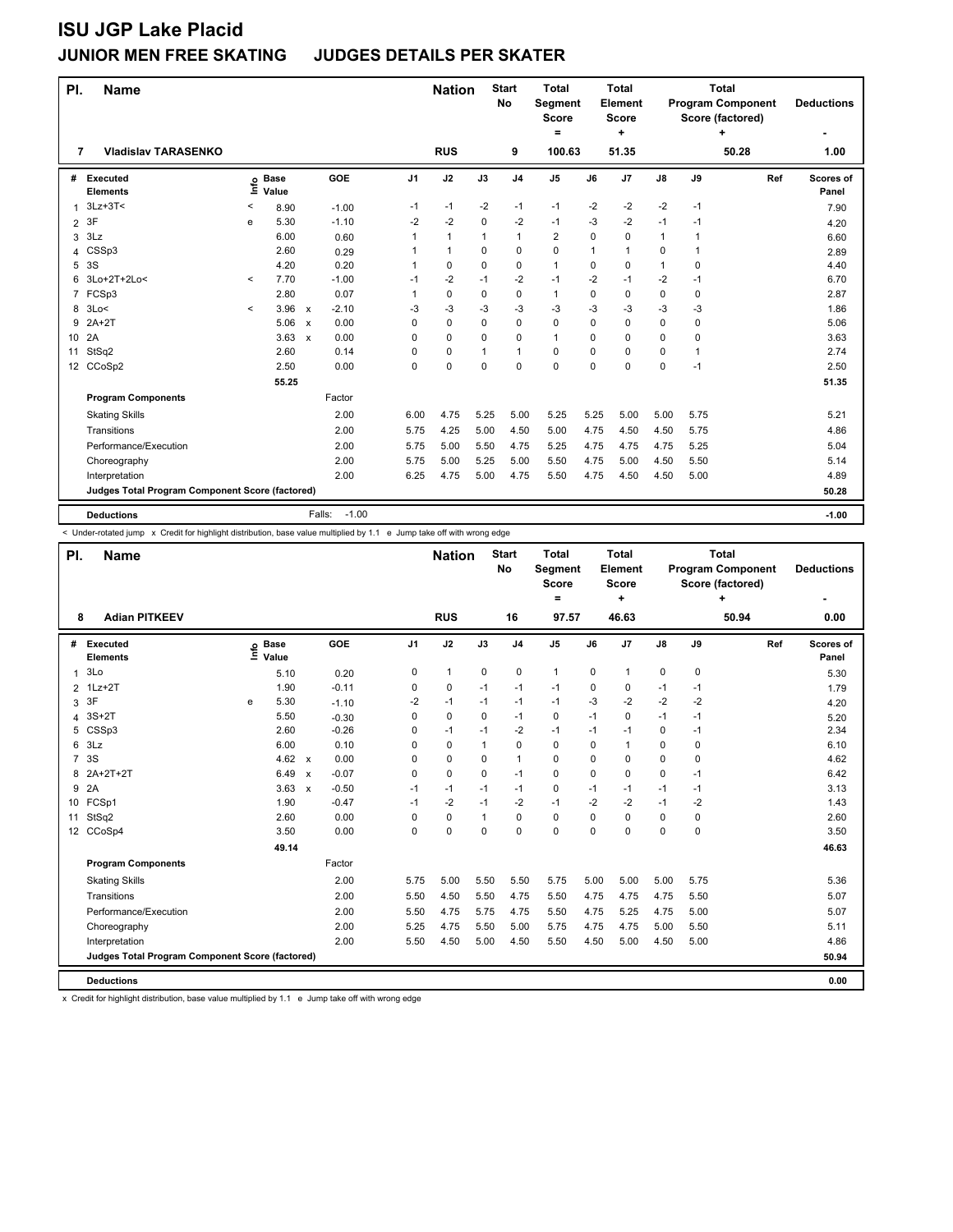# ISU JGP Lake Placid

## JUNIOR MEN FREE SKATING JUDGES DETAILS PER SKATER

| Pl. | Name | Nation | Start No | Total Segment Score = | Total Element Score + | Total Program Component Score (factored) + | Deductions - |
|---|---|---|---|---|---|---|---|
| 7 | **Vladislav TARASENKO** | RUS | 9 | 100.63 | 51.35 | 50.28 | 1.00 |

| # | Executed Elements | Info | Base Value | | GOE | J1 | J2 | J3 | J4 | J5 | J6 | J7 | J8 | J9 | Ref | Scores of Panel |
|---|---|---|---|---|---|---|---|---|---|---|---|---|---|---|---|---|
| 1 | 3Lz+3T< | < | 8.90 | | -1.00 | -1 | -1 | -2 | -1 | -1 | -2 | -2 | -2 | -1 | | 7.90 |
| 2 | 3F | e | 5.30 | | -1.10 | -2 | -2 | 0 | -2 | -1 | -3 | -2 | -1 | -1 | | 4.20 |
| 3 | 3Lz | | 6.00 | | 0.60 | 1 | 1 | 1 | 1 | 2 | 0 | 0 | 1 | 1 | | 6.60 |
| 4 | CSSp3 | | 2.60 | | 0.29 | 1 | 1 | 0 | 0 | 0 | 1 | 1 | 0 | 1 | | 2.89 |
| 5 | 3S | | 4.20 | | 0.20 | 1 | 0 | 0 | 0 | 1 | 0 | 0 | 1 | 0 | | 4.40 |
| 6 | 3Lo+2T+2Lo< | < | 7.70 | | -1.00 | -1 | -2 | -1 | -2 | -1 | -2 | -1 | -2 | -1 | | 6.70 |
| 7 | FCSp3 | | 2.80 | | 0.07 | 1 | 0 | 0 | 0 | 1 | 0 | 0 | 0 | 0 | | 2.87 |
| 8 | 3Lo< | < | 3.96 | x | -2.10 | -3 | -3 | -3 | -3 | -3 | -3 | -3 | -3 | -3 | | 1.86 |
| 9 | 2A+2T | | 5.06 | x | 0.00 | 0 | 0 | 0 | 0 | 0 | 0 | 0 | 0 | 0 | | 5.06 |
| 10 | 2A | | 3.63 | x | 0.00 | 0 | 0 | 0 | 0 | 1 | 0 | 0 | 0 | 0 | | 3.63 |
| 11 | StSq2 | | 2.60 | | 0.14 | 0 | 0 | 1 | 1 | 0 | 0 | 0 | 0 | 1 | | 2.74 |
| 12 | CCoSp2 | | 2.50 | | 0.00 | 0 | 0 | 0 | 0 | 0 | 0 | 0 | 0 | -1 | | 2.50 |
| | | | 55.25 | | | | | | | | | | | | | 51.35 |
| | **Program Components** | | | | Factor | | | | | | | | | | | |
| | Skating Skills | | | | 2.00 | 6.00 | 4.75 | 5.25 | 5.00 | 5.25 | 5.25 | 5.00 | 5.00 | 5.75 | | 5.21 |
| | Transitions | | | | 2.00 | 5.75 | 4.25 | 5.00 | 4.50 | 5.00 | 4.75 | 4.50 | 4.50 | 5.75 | | 4.86 |
| | Performance/Execution | | | | 2.00 | 5.75 | 5.00 | 5.50 | 4.75 | 5.25 | 4.75 | 4.75 | 4.75 | 5.25 | | 5.04 |
| | Choreography | | | | 2.00 | 5.75 | 5.00 | 5.25 | 5.00 | 5.50 | 4.75 | 5.00 | 4.50 | 5.50 | | 5.14 |
| | Interpretation | | | | 2.00 | 6.25 | 4.75 | 5.00 | 4.75 | 5.50 | 4.75 | 4.50 | 4.50 | 5.00 | | 4.89 |
| | **Judges Total Program Component Score (factored)** | | | | | | | | | | | | | | | **50.28** |
| | **Deductions** | | | | Falls: -1.00 | | | | | | | | | | | **-1.00** |

< Under-rotated jump x Credit for highlight distribution, base value multiplied by 1.1 e Jump take off with wrong edge

| Pl. | Name | Nation | Start No | Total Segment Score = | Total Element Score + | Total Program Component Score (factored) + | Deductions - |
|---|---|---|---|---|---|---|---|
| 8 | **Adian PITKEEV** | RUS | 16 | 97.57 | 46.63 | 50.94 | 0.00 |

| # | Executed Elements | Info | Base Value | | GOE | J1 | J2 | J3 | J4 | J5 | J6 | J7 | J8 | J9 | Ref | Scores of Panel |
|---|---|---|---|---|---|---|---|---|---|---|---|---|---|---|---|---|
| 1 | 3Lo | | 5.10 | | 0.20 | 0 | 1 | 0 | 0 | 1 | 0 | 1 | 0 | 0 | | 5.30 |
| 2 | 1Lz+2T | | 1.90 | | -0.11 | 0 | 0 | -1 | -1 | -1 | 0 | 0 | -1 | -1 | | 1.79 |
| 3 | 3F | e | 5.30 | | -1.10 | -2 | -1 | -1 | -1 | -1 | -3 | -2 | -2 | -2 | | 4.20 |
| 4 | 3S+2T | | 5.50 | | -0.30 | 0 | 0 | 0 | -1 | 0 | -1 | 0 | -1 | -1 | | 5.20 |
| 5 | CSSp3 | | 2.60 | | -0.26 | 0 | -1 | -1 | -2 | -1 | -1 | -1 | 0 | -1 | | 2.34 |
| 6 | 3Lz | | 6.00 | | 0.10 | 0 | 0 | 1 | 0 | 0 | 0 | 1 | 0 | 0 | | 6.10 |
| 7 | 3S | | 4.62 | x | 0.00 | 0 | 0 | 0 | 1 | 0 | 0 | 0 | 0 | 0 | | 4.62 |
| 8 | 2A+2T+2T | | 6.49 | x | -0.07 | 0 | 0 | 0 | -1 | 0 | 0 | 0 | 0 | -1 | | 6.42 |
| 9 | 2A | | 3.63 | x | -0.50 | -1 | -1 | -1 | -1 | 0 | -1 | -1 | -1 | -1 | | 3.13 |
| 10 | FCSp1 | | 1.90 | | -0.47 | -1 | -2 | -1 | -2 | -1 | -2 | -2 | -1 | -2 | | 1.43 |
| 11 | StSq2 | | 2.60 | | 0.00 | 0 | 0 | 1 | 0 | 0 | 0 | 0 | 0 | 0 | | 2.60 |
| 12 | CCoSp4 | | 3.50 | | 0.00 | 0 | 0 | 0 | 0 | 0 | 0 | 0 | 0 | 0 | | 3.50 |
| | | | 49.14 | | | | | | | | | | | | | 46.63 |
| | **Program Components** | | | | Factor | | | | | | | | | | | |
| | Skating Skills | | | | 2.00 | 5.75 | 5.00 | 5.50 | 5.50 | 5.75 | 5.00 | 5.00 | 5.00 | 5.75 | | 5.36 |
| | Transitions | | | | 2.00 | 5.50 | 4.50 | 5.50 | 4.75 | 5.50 | 4.75 | 4.75 | 4.75 | 5.50 | | 5.07 |
| | Performance/Execution | | | | 2.00 | 5.50 | 4.75 | 5.75 | 4.75 | 5.50 | 4.75 | 5.25 | 4.75 | 5.00 | | 5.07 |
| | Choreography | | | | 2.00 | 5.25 | 4.75 | 5.50 | 5.00 | 5.75 | 4.75 | 4.75 | 5.00 | 5.50 | | 5.11 |
| | Interpretation | | | | 2.00 | 5.50 | 4.50 | 5.00 | 4.50 | 5.50 | 4.50 | 5.00 | 4.50 | 5.00 | | 4.86 |
| | **Judges Total Program Component Score (factored)** | | | | | | | | | | | | | | | **50.94** |
| | **Deductions** | | | | | | | | | | | | | | | **0.00** |

x Credit for highlight distribution, base value multiplied by 1.1 e Jump take off with wrong edge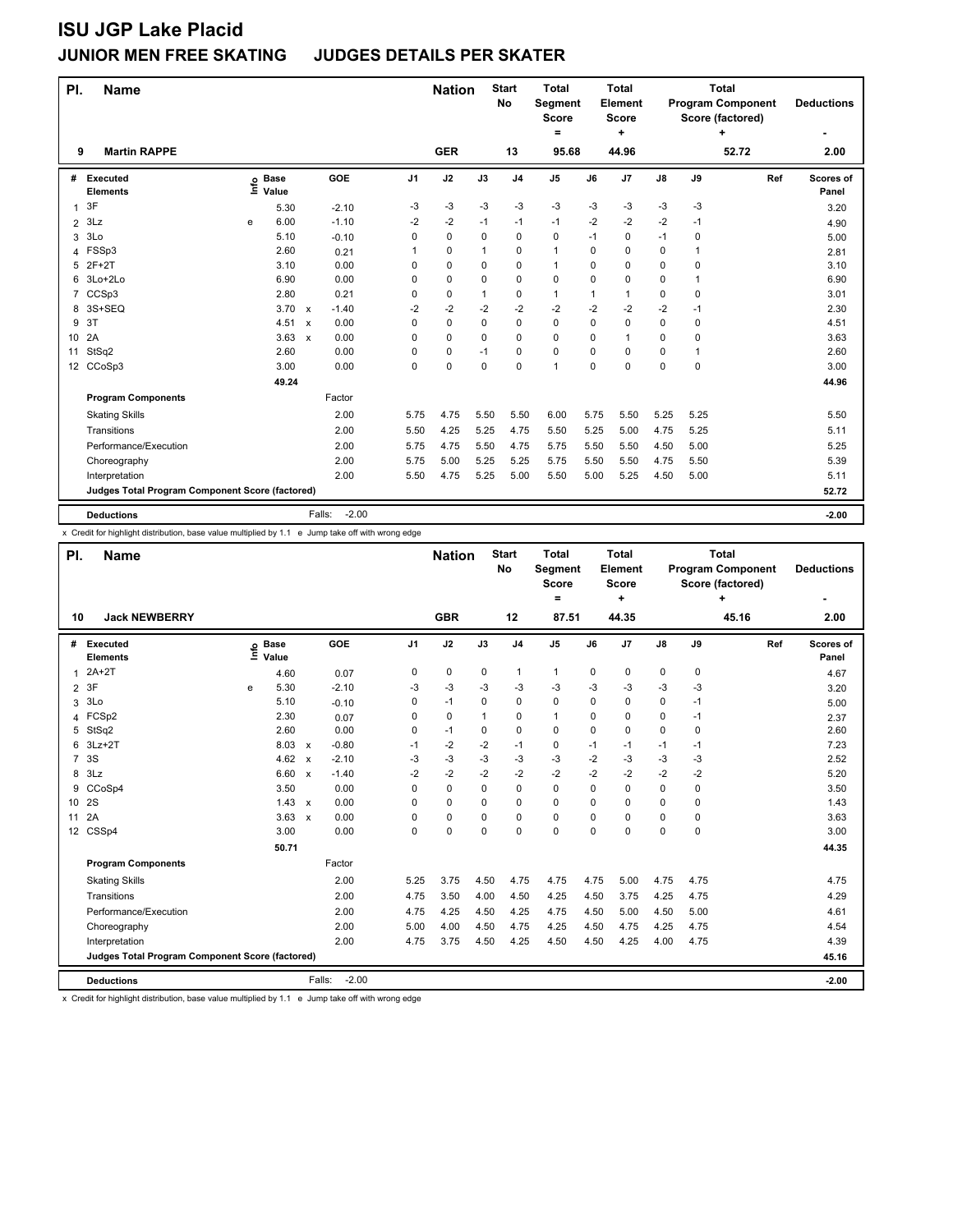# ISU JGP Lake Placid

## JUNIOR MEN FREE SKATING JUDGES DETAILS PER SKATER

| Pl. | Name | Nation | Start No | Total Segment Score = | Total Element Score + | Total Program Component Score (factored) + | Deductions - |
|---|---|---|---|---|---|---|---|
| 9 | Martin RAPPE | GER | 13 | 95.68 | 44.96 | 52.72 | 2.00 |

| # | Executed Elements | Info | Base Value | | GOE | J1 | J2 | J3 | J4 | J5 | J6 | J7 | J8 | J9 | Ref | Scores of Panel |
|---|---|---|---|---|---|---|---|---|---|---|---|---|---|---|---|---|
| 1 | 3F | | 5.30 | | -2.10 | -3 | -3 | -3 | -3 | -3 | -3 | -3 | -3 | -3 | | 3.20 |
| 2 | 3Lz | e | 6.00 | | -1.10 | -2 | -2 | -1 | -1 | -1 | -2 | -2 | -2 | -1 | | 4.90 |
| 3 | 3Lo | | 5.10 | | -0.10 | 0 | 0 | 0 | 0 | 0 | -1 | 0 | -1 | 0 | | 5.00 |
| 4 | FSSp3 | | 2.60 | | 0.21 | 1 | 0 | 1 | 0 | 1 | 0 | 0 | 0 | 1 | | 2.81 |
| 5 | 2F+2T | | 3.10 | | 0.00 | 0 | 0 | 0 | 0 | 1 | 0 | 0 | 0 | 0 | | 3.10 |
| 6 | 3Lo+2Lo | | 6.90 | | 0.00 | 0 | 0 | 0 | 0 | 0 | 0 | 0 | 0 | 1 | | 6.90 |
| 7 | CCSp3 | | 2.80 | | 0.21 | 0 | 0 | 1 | 0 | 1 | 1 | 1 | 0 | 0 | | 3.01 |
| 8 | 3S+SEQ | | 3.70 | x | -1.40 | -2 | -2 | -2 | -2 | -2 | -2 | -2 | -2 | -1 | | 2.30 |
| 9 | 3T | | 4.51 | x | 0.00 | 0 | 0 | 0 | 0 | 0 | 0 | 0 | 0 | 0 | | 4.51 |
| 10 | 2A | | 3.63 | x | 0.00 | 0 | 0 | 0 | 0 | 0 | 0 | 1 | 0 | 0 | | 3.63 |
| 11 | StSq2 | | 2.60 | | 0.00 | 0 | 0 | -1 | 0 | 0 | 0 | 0 | 0 | 1 | | 2.60 |
| 12 | CCoSp3 | | 3.00 | | 0.00 | 0 | 0 | 0 | 0 | 1 | 0 | 0 | 0 | 0 | | 3.00 |
| | | | 49.24 | | | | | | | | | | | | | 44.96 |
| | **Program Components** | | | | Factor | | | | | | | | | | | |
| | Skating Skills | | | | 2.00 | 5.75 | 4.75 | 5.50 | 5.50 | 6.00 | 5.75 | 5.50 | 5.25 | 5.25 | | 5.50 |
| | Transitions | | | | 2.00 | 5.50 | 4.25 | 5.25 | 4.75 | 5.50 | 5.25 | 5.00 | 4.75 | 5.25 | | 5.11 |
| | Performance/Execution | | | | 2.00 | 5.75 | 4.75 | 5.50 | 4.75 | 5.75 | 5.50 | 5.50 | 4.50 | 5.00 | | 5.25 |
| | Choreography | | | | 2.00 | 5.75 | 5.00 | 5.25 | 5.25 | 5.75 | 5.50 | 5.50 | 4.75 | 5.50 | | 5.39 |
| | Interpretation | | | | 2.00 | 5.50 | 4.75 | 5.25 | 5.00 | 5.50 | 5.00 | 5.25 | 4.50 | 5.00 | | 5.11 |
| | **Judges Total Program Component Score (factored)** | | | | | | | | | | | | | | | **52.72** |
| | **Deductions** | | | Falls: | -2.00 | | | | | | | | | | | **-2.00** |

x Credit for highlight distribution, base value multiplied by 1.1 e Jump take off with wrong edge

| Pl. | Name | Nation | Start No | Total Segment Score = | Total Element Score + | Total Program Component Score (factored) + | Deductions - |
|---|---|---|---|---|---|---|---|
| 10 | Jack NEWBERRY | GBR | 12 | 87.51 | 44.35 | 45.16 | 2.00 |

| # | Executed Elements | Info | Base Value | | GOE | J1 | J2 | J3 | J4 | J5 | J6 | J7 | J8 | J9 | Ref | Scores of Panel |
|---|---|---|---|---|---|---|---|---|---|---|---|---|---|---|---|---|
| 1 | 2A+2T | | 4.60 | | 0.07 | 0 | 0 | 0 | 1 | 1 | 0 | 0 | 0 | 0 | | 4.67 |
| 2 | 3F | e | 5.30 | | -2.10 | -3 | -3 | -3 | -3 | -3 | -3 | -3 | -3 | -3 | | 3.20 |
| 3 | 3Lo | | 5.10 | | -0.10 | 0 | -1 | 0 | 0 | 0 | 0 | 0 | 0 | -1 | | 5.00 |
| 4 | FCSp2 | | 2.30 | | 0.07 | 0 | 0 | 1 | 0 | 1 | 0 | 0 | 0 | -1 | | 2.37 |
| 5 | StSq2 | | 2.60 | | 0.00 | 0 | -1 | 0 | 0 | 0 | 0 | 0 | 0 | 0 | | 2.60 |
| 6 | 3Lz+2T | | 8.03 | x | -0.80 | -1 | -2 | -2 | -1 | 0 | -1 | -1 | -1 | -1 | | 7.23 |
| 7 | 3S | | 4.62 | x | -2.10 | -3 | -3 | -3 | -3 | -3 | -2 | -3 | -3 | -3 | | 2.52 |
| 8 | 3Lz | | 6.60 | x | -1.40 | -2 | -2 | -2 | -2 | -2 | -2 | -2 | -2 | -2 | | 5.20 |
| 9 | CCoSp4 | | 3.50 | | 0.00 | 0 | 0 | 0 | 0 | 0 | 0 | 0 | 0 | 0 | | 3.50 |
| 10 | 2S | | 1.43 | x | 0.00 | 0 | 0 | 0 | 0 | 0 | 0 | 0 | 0 | 0 | | 1.43 |
| 11 | 2A | | 3.63 | x | 0.00 | 0 | 0 | 0 | 0 | 0 | 0 | 0 | 0 | 0 | | 3.63 |
| 12 | CSSp4 | | 3.00 | | 0.00 | 0 | 0 | 0 | 0 | 0 | 0 | 0 | 0 | 0 | | 3.00 |
| | | | 50.71 | | | | | | | | | | | | | 44.35 |
| | **Program Components** | | | | Factor | | | | | | | | | | | |
| | Skating Skills | | | | 2.00 | 5.25 | 3.75 | 4.50 | 4.75 | 4.75 | 4.75 | 5.00 | 4.75 | 4.75 | | 4.75 |
| | Transitions | | | | 2.00 | 4.75 | 3.50 | 4.00 | 4.50 | 4.25 | 4.50 | 3.75 | 4.25 | 4.75 | | 4.29 |
| | Performance/Execution | | | | 2.00 | 4.75 | 4.25 | 4.50 | 4.25 | 4.75 | 4.50 | 5.00 | 4.50 | 5.00 | | 4.61 |
| | Choreography | | | | 2.00 | 5.00 | 4.00 | 4.50 | 4.75 | 4.25 | 4.50 | 4.75 | 4.25 | 4.75 | | 4.54 |
| | Interpretation | | | | 2.00 | 4.75 | 3.75 | 4.50 | 4.25 | 4.50 | 4.50 | 4.25 | 4.00 | 4.75 | | 4.39 |
| | **Judges Total Program Component Score (factored)** | | | | | | | | | | | | | | | **45.16** |
| | **Deductions** | | | Falls: | -2.00 | | | | | | | | | | | **-2.00** |

x Credit for highlight distribution, base value multiplied by 1.1 e Jump take off with wrong edge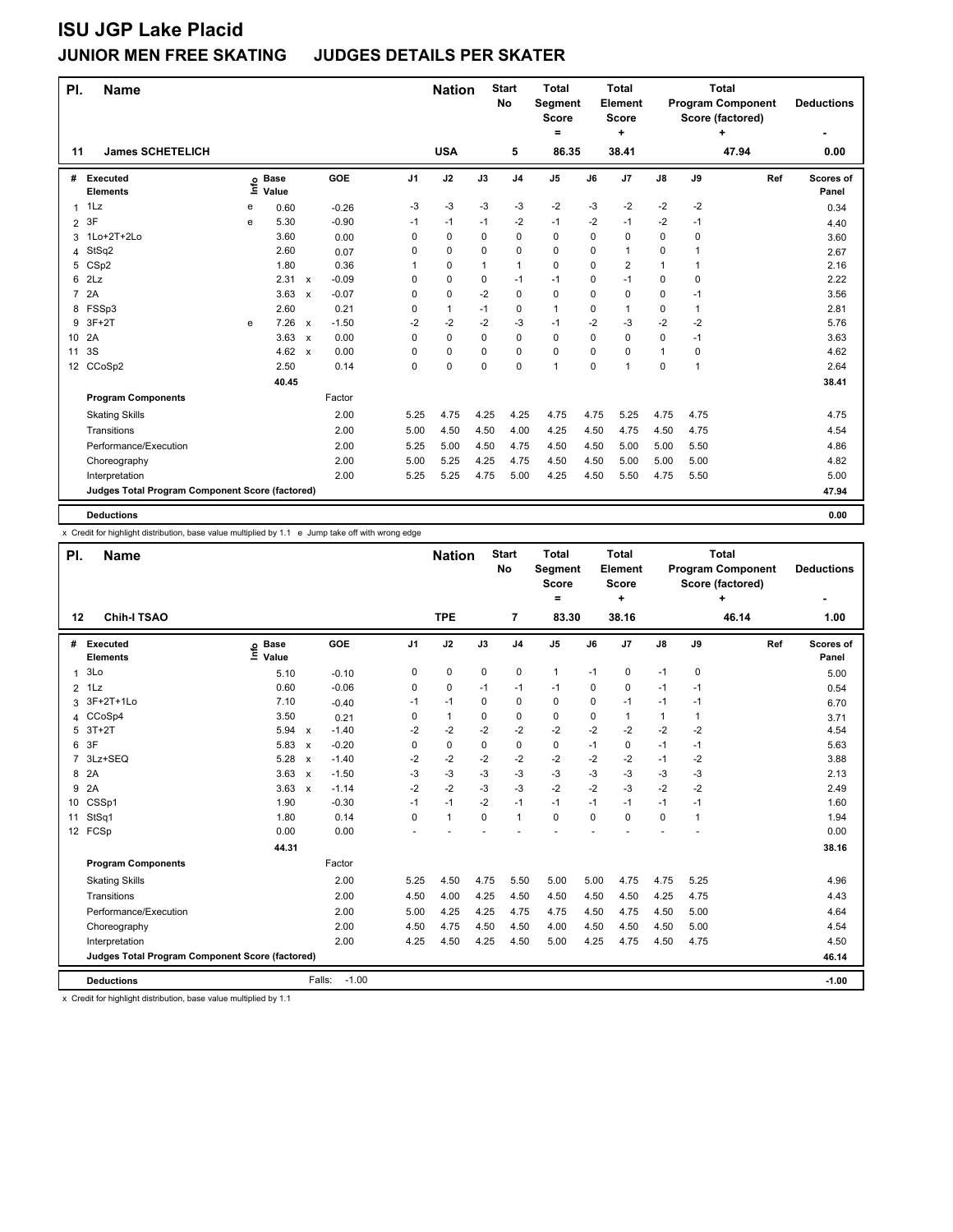# ISU JGP Lake Placid

## JUNIOR MEN FREE SKATING JUDGES DETAILS PER SKATER

| Pl. | Name | Nation | Start No | Total Segment Score = | Total Element Score + | Total Program Component Score (factored) + | Deductions - |
|---|---|---|---|---|---|---|---|
| 11 | James SCHETELICH | USA | 5 | 86.35 | 38.41 | 47.94 | 0.00 |

| # | Executed Elements | Info | Base Value | | GOE | J1 | J2 | J3 | J4 | J5 | J6 | J7 | J8 | J9 | Ref | Scores of Panel |
|---|---|---|---|---|---|---|---|---|---|---|---|---|---|---|---|---|
| 1 | 1Lz | e | 0.60 | | -0.26 | -3 | -3 | -3 | -3 | -2 | -3 | -2 | -2 | -2 | | 0.34 |
| 2 | 3F | e | 5.30 | | -0.90 | -1 | -1 | -1 | -2 | -1 | -2 | -1 | -2 | -1 | | 4.40 |
| 3 | 1Lo+2T+2Lo | | 3.60 | | 0.00 | 0 | 0 | 0 | 0 | 0 | 0 | 0 | 0 | 0 | | 3.60 |
| 4 | StSq2 | | 2.60 | | 0.07 | 0 | 0 | 0 | 0 | 0 | 0 | 1 | 0 | 1 | | 2.67 |
| 5 | CSp2 | | 1.80 | | 0.36 | 1 | 0 | 1 | 1 | 0 | 0 | 2 | 1 | 1 | | 2.16 |
| 6 | 2Lz | | 2.31 | x | -0.09 | 0 | 0 | 0 | -1 | -1 | 0 | -1 | 0 | 0 | | 2.22 |
| 7 | 2A | | 3.63 | x | -0.07 | 0 | 0 | -2 | 0 | 0 | 0 | 0 | 0 | -1 | | 3.56 |
| 8 | FSSp3 | | 2.60 | | 0.21 | 0 | 1 | -1 | 0 | 1 | 0 | 1 | 0 | 1 | | 2.81 |
| 9 | 3F+2T | e | 7.26 | x | -1.50 | -2 | -2 | -2 | -3 | -1 | -2 | -3 | -2 | -2 | | 5.76 |
| 10 | 2A | | 3.63 | x | 0.00 | 0 | 0 | 0 | 0 | 0 | 0 | 0 | 0 | -1 | | 3.63 |
| 11 | 3S | | 4.62 | x | 0.00 | 0 | 0 | 0 | 0 | 0 | 0 | 0 | 1 | 0 | | 4.62 |
| 12 | CCoSp2 | | 2.50 | | 0.14 | 0 | 0 | 0 | 0 | 1 | 0 | 1 | 0 | 1 | | 2.64 |
| | | | 40.45 | | | | | | | | | | | | | 38.41 |
| | **Program Components** | | | | Factor | | | | | | | | | | | |
| | Skating Skills | | | | 2.00 | 5.25 | 4.75 | 4.25 | 4.25 | 4.75 | 4.75 | 5.25 | 4.75 | 4.75 | | 4.75 |
| | Transitions | | | | 2.00 | 5.00 | 4.50 | 4.50 | 4.00 | 4.25 | 4.50 | 4.75 | 4.50 | 4.75 | | 4.54 |
| | Performance/Execution | | | | 2.00 | 5.25 | 5.00 | 4.50 | 4.75 | 4.50 | 4.50 | 5.00 | 5.00 | 5.50 | | 4.86 |
| | Choreography | | | | 2.00 | 5.00 | 5.25 | 4.25 | 4.75 | 4.50 | 4.50 | 5.00 | 5.00 | 5.00 | | 4.82 |
| | Interpretation | | | | 2.00 | 5.25 | 5.25 | 4.75 | 5.00 | 4.25 | 4.50 | 5.50 | 4.75 | 5.50 | | 5.00 |
| | **Judges Total Program Component Score (factored)** | | | | | | | | | | | | | | | **47.94** |
| | **Deductions** | | | | | | | | | | | | | | | **0.00** |

x Credit for highlight distribution, base value multiplied by 1.1 e Jump take off with wrong edge

| Pl. | Name | Nation | Start No | Total Segment Score = | Total Element Score + | Total Program Component Score (factored) + | Deductions - |
|---|---|---|---|---|---|---|---|
| 12 | Chih-I TSAO | TPE | 7 | 83.30 | 38.16 | 46.14 | 1.00 |

| # | Executed Elements | Info | Base Value | | GOE | J1 | J2 | J3 | J4 | J5 | J6 | J7 | J8 | J9 | Ref | Scores of Panel |
|---|---|---|---|---|---|---|---|---|---|---|---|---|---|---|---|---|
| 1 | 3Lo | | 5.10 | | -0.10 | 0 | 0 | 0 | 0 | 1 | -1 | 0 | -1 | 0 | | 5.00 |
| 2 | 1Lz | | 0.60 | | -0.06 | 0 | 0 | -1 | -1 | -1 | 0 | 0 | -1 | -1 | | 0.54 |
| 3 | 3F+2T+1Lo | | 7.10 | | -0.40 | -1 | -1 | 0 | 0 | 0 | 0 | -1 | -1 | -1 | | 6.70 |
| 4 | CCoSp4 | | 3.50 | | 0.21 | 0 | 1 | 0 | 0 | 0 | 0 | 1 | 1 | 1 | | 3.71 |
| 5 | 3T+2T | | 5.94 | x | -1.40 | -2 | -2 | -2 | -2 | -2 | -2 | -2 | -2 | -2 | | 4.54 |
| 6 | 3F | | 5.83 | x | -0.20 | 0 | 0 | 0 | 0 | 0 | -1 | 0 | -1 | -1 | | 5.63 |
| 7 | 3Lz+SEQ | | 5.28 | x | -1.40 | -2 | -2 | -2 | -2 | -2 | -2 | -2 | -1 | -2 | | 3.88 |
| 8 | 2A | | 3.63 | x | -1.50 | -3 | -3 | -3 | -3 | -3 | -3 | -3 | -3 | -3 | | 2.13 |
| 9 | 2A | | 3.63 | x | -1.14 | -2 | -2 | -3 | -3 | -2 | -2 | -3 | -2 | -2 | | 2.49 |
| 10 | CSSp1 | | 1.90 | | -0.30 | -1 | -1 | -2 | -1 | -1 | -1 | -1 | -1 | -1 | | 1.60 |
| 11 | StSq1 | | 1.80 | | 0.14 | 0 | 1 | 0 | 1 | 0 | 0 | 0 | 0 | 1 | | 1.94 |
| 12 | FCSp | | 0.00 | | 0.00 | - | - | - | - | - | - | - | - | - | | 0.00 |
| | | | 44.31 | | | | | | | | | | | | | 38.16 |
| | **Program Components** | | | | Factor | | | | | | | | | | | |
| | Skating Skills | | | | 2.00 | 5.25 | 4.50 | 4.75 | 5.50 | 5.00 | 5.00 | 4.75 | 4.75 | 5.25 | | 4.96 |
| | Transitions | | | | 2.00 | 4.50 | 4.00 | 4.25 | 4.50 | 4.50 | 4.50 | 4.50 | 4.25 | 4.75 | | 4.43 |
| | Performance/Execution | | | | 2.00 | 5.00 | 4.25 | 4.25 | 4.75 | 4.75 | 4.50 | 4.75 | 4.50 | 5.00 | | 4.64 |
| | Choreography | | | | 2.00 | 4.50 | 4.75 | 4.50 | 4.50 | 4.00 | 4.50 | 4.50 | 4.50 | 5.00 | | 4.54 |
| | Interpretation | | | | 2.00 | 4.25 | 4.50 | 4.25 | 4.50 | 5.00 | 4.25 | 4.75 | 4.50 | 4.75 | | 4.50 |
| | **Judges Total Program Component Score (factored)** | | | | | | | | | | | | | | | **46.14** |
| | **Deductions** | | | Falls: | -1.00 | | | | | | | | | | | **-1.00** |

x Credit for highlight distribution, base value multiplied by 1.1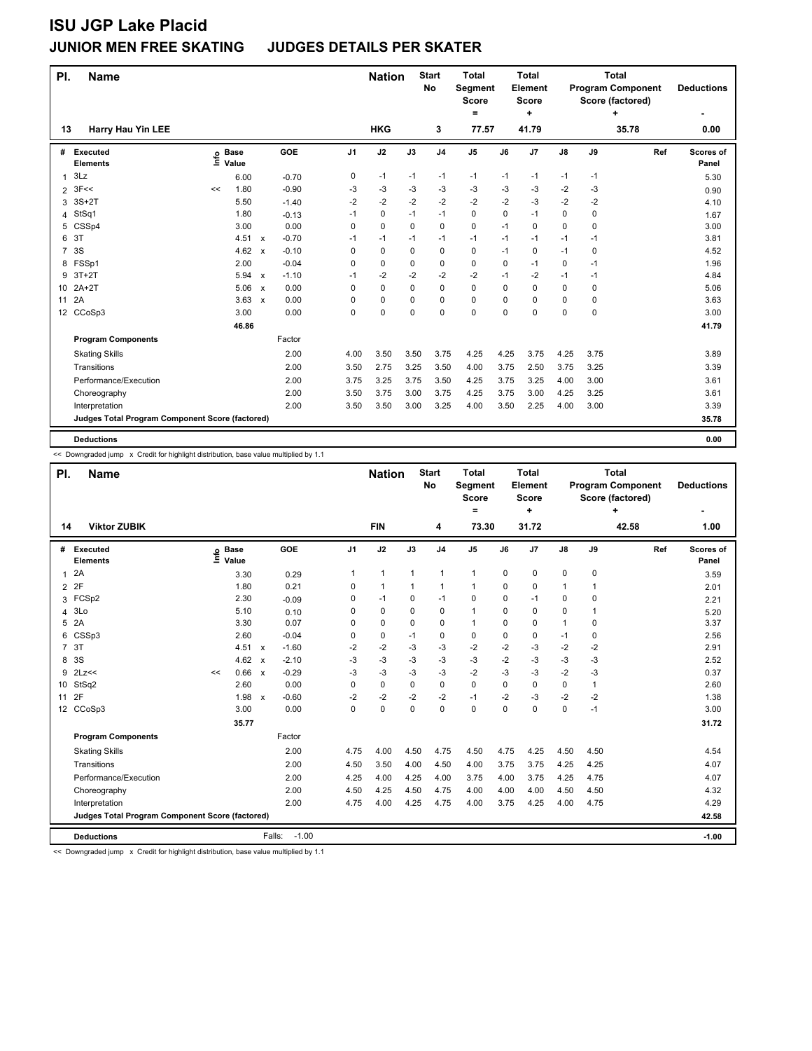# ISU JGP Lake Placid

## JUNIOR MEN FREE SKATING JUDGES DETAILS PER SKATER

| Pl. | Name | Nation | Start No | Total Segment Score = | Total Element Score + | Total Program Component Score (factored) + | Deductions - |
|---|---|---|---|---|---|---|---|
| 13 | Harry Hau Yin LEE | HKG | 3 | 77.57 | 41.79 | 35.78 | 0.00 |

| # | Executed Elements | Info | Base Value | | GOE | J1 | J2 | J3 | J4 | J5 | J6 | J7 | J8 | J9 | Ref | Scores of Panel |
|---|---|---|---|---|---|---|---|---|---|---|---|---|---|---|---|---|
| 1 | 3Lz | | 6.00 | | -0.70 | 0 | -1 | -1 | -1 | -1 | -1 | -1 | -1 | -1 | | 5.30 |
| 2 | 3F<< | << | 1.80 | | -0.90 | -3 | -3 | -3 | -3 | -3 | -3 | -3 | -2 | -3 | | 0.90 |
| 3 | 3S+2T | | 5.50 | | -1.40 | -2 | -2 | -2 | -2 | -2 | -2 | -3 | -2 | -2 | | 4.10 |
| 4 | StSq1 | | 1.80 | | -0.13 | -1 | 0 | -1 | -1 | 0 | 0 | -1 | 0 | 0 | | 1.67 |
| 5 | CSSp4 | | 3.00 | | 0.00 | 0 | 0 | 0 | 0 | 0 | -1 | 0 | 0 | 0 | | 3.00 |
| 6 | 3T | | 4.51 | x | -0.70 | -1 | -1 | -1 | -1 | -1 | -1 | -1 | -1 | -1 | | 3.81 |
| 7 | 3S | | 4.62 | x | -0.10 | 0 | 0 | 0 | 0 | 0 | -1 | 0 | -1 | 0 | | 4.52 |
| 8 | FSSp1 | | 2.00 | | -0.04 | 0 | 0 | 0 | 0 | 0 | 0 | -1 | 0 | -1 | | 1.96 |
| 9 | 3T+2T | | 5.94 | x | -1.10 | -1 | -2 | -2 | -2 | -2 | -1 | -2 | -1 | -1 | | 4.84 |
| 10 | 2A+2T | | 5.06 | x | 0.00 | 0 | 0 | 0 | 0 | 0 | 0 | 0 | 0 | 0 | | 5.06 |
| 11 | 2A | | 3.63 | x | 0.00 | 0 | 0 | 0 | 0 | 0 | 0 | 0 | 0 | 0 | | 3.63 |
| 12 | CCoSp3 | | 3.00 | | 0.00 | 0 | 0 | 0 | 0 | 0 | 0 | 0 | 0 | 0 | | 3.00 |
| | | | 46.86 | | | | | | | | | | | | | 41.79 |
| | **Program Components** | | | | Factor | | | | | | | | | | | |
| | Skating Skills | | | | 2.00 | 4.00 | 3.50 | 3.50 | 3.75 | 4.25 | 4.25 | 3.75 | 4.25 | 3.75 | | 3.89 |
| | Transitions | | | | 2.00 | 3.50 | 2.75 | 3.25 | 3.50 | 4.00 | 3.75 | 2.50 | 3.75 | 3.25 | | 3.39 |
| | Performance/Execution | | | | 2.00 | 3.75 | 3.25 | 3.75 | 3.50 | 4.25 | 3.75 | 3.25 | 4.00 | 3.00 | | 3.61 |
| | Choreography | | | | 2.00 | 3.50 | 3.75 | 3.00 | 3.75 | 4.25 | 3.75 | 3.00 | 4.25 | 3.25 | | 3.61 |
| | Interpretation | | | | 2.00 | 3.50 | 3.50 | 3.00 | 3.25 | 4.00 | 3.50 | 2.25 | 4.00 | 3.00 | | 3.39 |
| | **Judges Total Program Component Score (factored)** | | | | | | | | | | | | | | | 35.78 |
| | **Deductions** | | | | | | | | | | | | | | | 0.00 |

<< Downgraded jump x Credit for highlight distribution, base value multiplied by 1.1

| Pl. | Name | Nation | Start No | Total Segment Score = | Total Element Score + | Total Program Component Score (factored) + | Deductions - |
|---|---|---|---|---|---|---|---|
| 14 | Viktor ZUBIK | FIN | 4 | 73.30 | 31.72 | 42.58 | 1.00 |

| # | Executed Elements | Info | Base Value | | GOE | J1 | J2 | J3 | J4 | J5 | J6 | J7 | J8 | J9 | Ref | Scores of Panel |
|---|---|---|---|---|---|---|---|---|---|---|---|---|---|---|---|---|
| 1 | 2A | | 3.30 | | 0.29 | 1 | 1 | 1 | 1 | 1 | 0 | 0 | 0 | 0 | | 3.59 |
| 2 | 2F | | 1.80 | | 0.21 | 0 | 1 | 1 | 1 | 1 | 0 | 0 | 1 | 1 | | 2.01 |
| 3 | FCSp2 | | 2.30 | | -0.09 | 0 | -1 | 0 | -1 | 0 | 0 | -1 | 0 | 0 | | 2.21 |
| 4 | 3Lo | | 5.10 | | 0.10 | 0 | 0 | 0 | 0 | 1 | 0 | 0 | 0 | 1 | | 5.20 |
| 5 | 2A | | 3.30 | | 0.07 | 0 | 0 | 0 | 0 | 1 | 0 | 0 | 1 | 0 | | 3.37 |
| 6 | CSSp3 | | 2.60 | | -0.04 | 0 | 0 | -1 | 0 | 0 | 0 | 0 | -1 | 0 | | 2.56 |
| 7 | 3T | | 4.51 | x | -1.60 | -2 | -2 | -3 | -3 | -2 | -2 | -3 | -2 | -2 | | 2.91 |
| 8 | 3S | | 4.62 | x | -2.10 | -3 | -3 | -3 | -3 | -3 | -2 | -3 | -3 | -3 | | 2.52 |
| 9 | 2Lz<< | << | 0.66 | x | -0.29 | -3 | -3 | -3 | -3 | -2 | -3 | -3 | -2 | -3 | | 0.37 |
| 10 | StSq2 | | 2.60 | | 0.00 | 0 | 0 | 0 | 0 | 0 | 0 | 0 | 0 | 1 | | 2.60 |
| 11 | 2F | | 1.98 | x | -0.60 | -2 | -2 | -2 | -2 | -1 | -2 | -3 | -2 | -2 | | 1.38 |
| 12 | CCoSp3 | | 3.00 | | 0.00 | 0 | 0 | 0 | 0 | 0 | 0 | 0 | 0 | -1 | | 3.00 |
| | | | 35.77 | | | | | | | | | | | | | 31.72 |
| | **Program Components** | | | | Factor | | | | | | | | | | | |
| | Skating Skills | | | | 2.00 | 4.75 | 4.00 | 4.50 | 4.75 | 4.50 | 4.75 | 4.25 | 4.50 | 4.50 | | 4.54 |
| | Transitions | | | | 2.00 | 4.50 | 3.50 | 4.00 | 4.50 | 4.00 | 3.75 | 3.75 | 4.25 | 4.25 | | 4.07 |
| | Performance/Execution | | | | 2.00 | 4.25 | 4.00 | 4.25 | 4.00 | 3.75 | 4.00 | 3.75 | 4.25 | 4.75 | | 4.07 |
| | Choreography | | | | 2.00 | 4.50 | 4.25 | 4.50 | 4.75 | 4.00 | 4.00 | 4.00 | 4.50 | 4.50 | | 4.32 |
| | Interpretation | | | | 2.00 | 4.75 | 4.00 | 4.25 | 4.75 | 4.00 | 3.75 | 4.25 | 4.00 | 4.75 | | 4.29 |
| | **Judges Total Program Component Score (factored)** | | | | | | | | | | | | | | | 42.58 |
| | **Deductions** | | | | Falls: -1.00 | | | | | | | | | | | -1.00 |

<< Downgraded jump x Credit for highlight distribution, base value multiplied by 1.1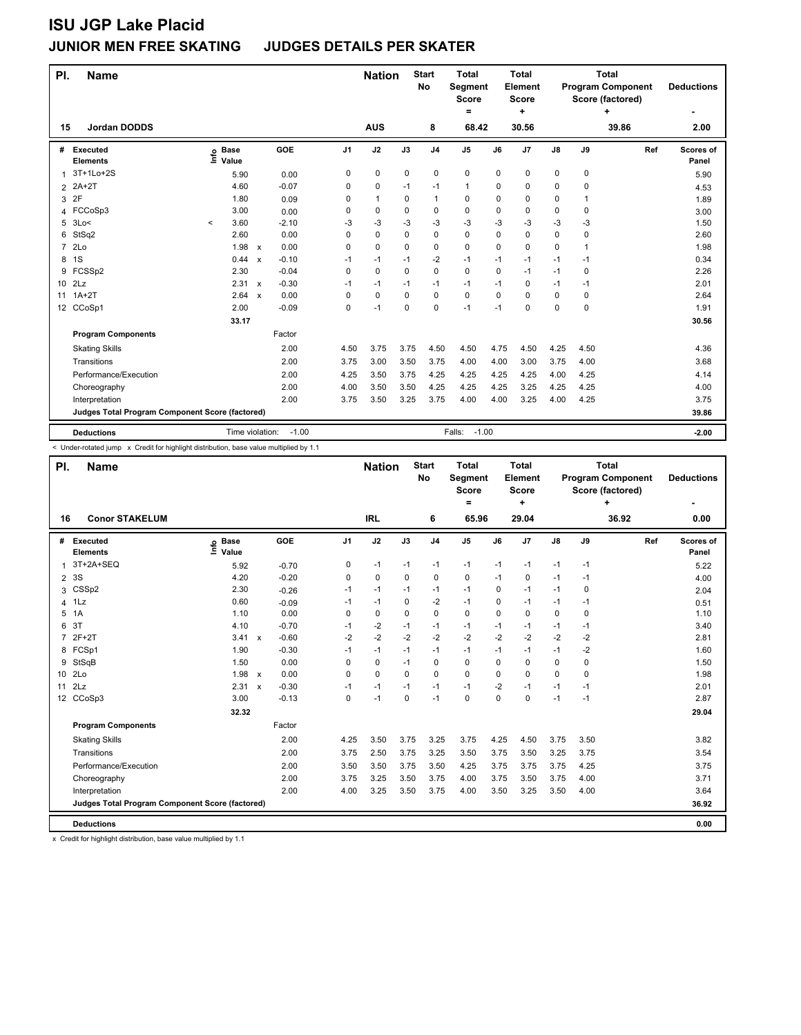# ISU JGP Lake Placid

## JUNIOR MEN FREE SKATING JUDGES DETAILS PER SKATER

| Pl. | Name | Nation | Start No | Total Segment Score = | Total Element Score + | Total Program Component Score (factored) + | Deductions - |
|---|---|---|---|---|---|---|---|
| 15 | Jordan DODDS | AUS | 8 | 68.42 | 30.56 | 39.86 | 2.00 |

| # | Executed Elements | Info | Base Value | | GOE | J1 | J2 | J3 | J4 | J5 | J6 | J7 | J8 | J9 | Ref | Scores of Panel |
|---|---|---|---|---|---|---|---|---|---|---|---|---|---|---|---|---|
| 1 | 3T+1Lo+2S | | 5.90 | | 0.00 | 0 | 0 | 0 | 0 | 0 | 0 | 0 | 0 | 0 | | 5.90 |
| 2 | 2A+2T | | 4.60 | | -0.07 | 0 | 0 | -1 | -1 | 1 | 0 | 0 | 0 | 0 | | 4.53 |
| 3 | 2F | | 1.80 | | 0.09 | 0 | 1 | 0 | 1 | 0 | 0 | 0 | 0 | 1 | | 1.89 |
| 4 | FCCoSp3 | | 3.00 | | 0.00 | 0 | 0 | 0 | 0 | 0 | 0 | 0 | 0 | 0 | | 3.00 |
| 5 | 3Lo< | < | 3.60 | | -2.10 | -3 | -3 | -3 | -3 | -3 | -3 | -3 | -3 | -3 | | 1.50 |
| 6 | StSq2 | | 2.60 | | 0.00 | 0 | 0 | 0 | 0 | 0 | 0 | 0 | 0 | 0 | | 2.60 |
| 7 | 2Lo | | 1.98 | x | 0.00 | 0 | 0 | 0 | 0 | 0 | 0 | 0 | 0 | 1 | | 1.98 |
| 8 | 1S | | 0.44 | x | -0.10 | -1 | -1 | -1 | -2 | -1 | -1 | -1 | -1 | -1 | | 0.34 |
| 9 | FCSSp2 | | 2.30 | | -0.04 | 0 | 0 | 0 | 0 | 0 | 0 | -1 | -1 | 0 | | 2.26 |
| 10 | 2Lz | | 2.31 | x | -0.30 | -1 | -1 | -1 | -1 | -1 | -1 | 0 | -1 | -1 | | 2.01 |
| 11 | 1A+2T | | 2.64 | x | 0.00 | 0 | 0 | 0 | 0 | 0 | 0 | 0 | 0 | 0 | | 2.64 |
| 12 | CCoSp1 | | 2.00 | | -0.09 | 0 | -1 | 0 | 0 | -1 | -1 | 0 | 0 | 0 | | 1.91 |
| | | | 33.17 | | | | | | | | | | | | | 30.56 |
| | **Program Components** | | | | Factor | | | | | | | | | | | |
| | Skating Skills | | | | 2.00 | 4.50 | 3.75 | 3.75 | 4.50 | 4.50 | 4.75 | 4.50 | 4.25 | 4.50 | | 4.36 |
| | Transitions | | | | 2.00 | 3.75 | 3.00 | 3.50 | 3.75 | 4.00 | 4.00 | 3.00 | 3.75 | 4.00 | | 3.68 |
| | Performance/Execution | | | | 2.00 | 4.25 | 3.50 | 3.75 | 4.25 | 4.25 | 4.25 | 4.25 | 4.00 | 4.25 | | 4.14 |
| | Choreography | | | | 2.00 | 4.00 | 3.50 | 3.50 | 4.25 | 4.25 | 4.25 | 3.25 | 4.25 | 4.25 | | 4.00 |
| | Interpretation | | | | 2.00 | 3.75 | 3.50 | 3.25 | 3.75 | 4.00 | 4.00 | 3.25 | 4.00 | 4.25 | | 3.75 |
| | **Judges Total Program Component Score (factored)** | | | | | | | | | | | | | | | 39.86 |
| | **Deductions** | | Time violation: | | -1.00 | | | | | Falls: -1.00 | | | | | | -2.00 |

< Under-rotated jump x Credit for highlight distribution, base value multiplied by 1.1

| Pl. | Name | Nation | Start No | Total Segment Score = | Total Element Score + | Total Program Component Score (factored) + | Deductions - |
|---|---|---|---|---|---|---|---|
| 16 | Conor STAKELUM | IRL | 6 | 65.96 | 29.04 | 36.92 | 0.00 |

| # | Executed Elements | Info | Base Value | | GOE | J1 | J2 | J3 | J4 | J5 | J6 | J7 | J8 | J9 | Ref | Scores of Panel |
|---|---|---|---|---|---|---|---|---|---|---|---|---|---|---|---|---|
| 1 | 3T+2A+SEQ | | 5.92 | | -0.70 | 0 | -1 | -1 | -1 | -1 | -1 | -1 | -1 | -1 | | 5.22 |
| 2 | 3S | | 4.20 | | -0.20 | 0 | 0 | 0 | 0 | 0 | -1 | 0 | -1 | -1 | | 4.00 |
| 3 | CSSp2 | | 2.30 | | -0.26 | -1 | -1 | -1 | -1 | -1 | 0 | -1 | -1 | 0 | | 2.04 |
| 4 | 1Lz | | 0.60 | | -0.09 | -1 | -1 | 0 | -2 | -1 | 0 | -1 | -1 | -1 | | 0.51 |
| 5 | 1A | | 1.10 | | 0.00 | 0 | 0 | 0 | 0 | 0 | 0 | 0 | 0 | 0 | | 1.10 |
| 6 | 3T | | 4.10 | | -0.70 | -1 | -2 | -1 | -1 | -1 | -1 | -1 | -1 | -1 | | 3.40 |
| 7 | 2F+2T | | 3.41 | x | -0.60 | -2 | -2 | -2 | -2 | -2 | -2 | -2 | -2 | -2 | | 2.81 |
| 8 | FCSp1 | | 1.90 | | -0.30 | -1 | -1 | -1 | -1 | -1 | -1 | -1 | -1 | -2 | | 1.60 |
| 9 | StSqB | | 1.50 | | 0.00 | 0 | 0 | -1 | 0 | 0 | 0 | 0 | 0 | 0 | | 1.50 |
| 10 | 2Lo | | 1.98 | x | 0.00 | 0 | 0 | 0 | 0 | 0 | 0 | 0 | 0 | 0 | | 1.98 |
| 11 | 2Lz | | 2.31 | x | -0.30 | -1 | -1 | -1 | -1 | -1 | -2 | -1 | -1 | -1 | | 2.01 |
| 12 | CCoSp3 | | 3.00 | | -0.13 | 0 | -1 | 0 | -1 | 0 | 0 | 0 | -1 | -1 | | 2.87 |
| | | | 32.32 | | | | | | | | | | | | | 29.04 |
| | **Program Components** | | | | Factor | | | | | | | | | | | |
| | Skating Skills | | | | 2.00 | 4.25 | 3.50 | 3.75 | 3.25 | 3.75 | 4.25 | 4.50 | 3.75 | 3.50 | | 3.82 |
| | Transitions | | | | 2.00 | 3.75 | 2.50 | 3.75 | 3.25 | 3.50 | 3.75 | 3.50 | 3.25 | 3.75 | | 3.54 |
| | Performance/Execution | | | | 2.00 | 3.50 | 3.50 | 3.75 | 3.50 | 4.25 | 3.75 | 3.75 | 3.75 | 4.25 | | 3.75 |
| | Choreography | | | | 2.00 | 3.75 | 3.25 | 3.50 | 3.75 | 4.00 | 3.75 | 3.50 | 3.75 | 4.00 | | 3.71 |
| | Interpretation | | | | 2.00 | 4.00 | 3.25 | 3.50 | 3.75 | 4.00 | 3.50 | 3.25 | 3.50 | 4.00 | | 3.64 |
| | **Judges Total Program Component Score (factored)** | | | | | | | | | | | | | | | 36.92 |
| | **Deductions** | | | | | | | | | | | | | | | 0.00 |

x Credit for highlight distribution, base value multiplied by 1.1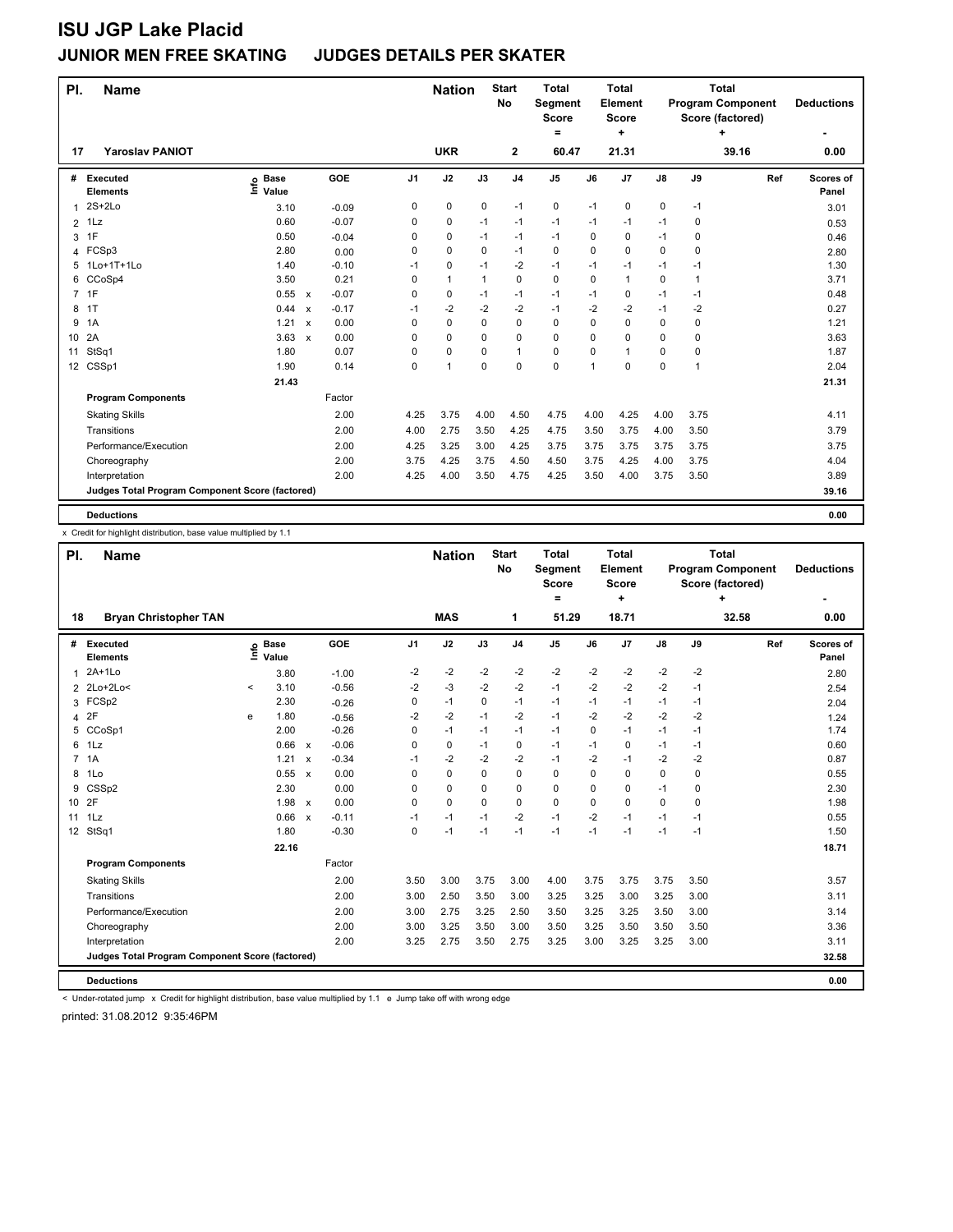# ISU JGP Lake Placid

## JUNIOR MEN FREE SKATING JUDGES DETAILS PER SKATER

| Pl. | Name | Nation | Start No | Total Segment Score = | Total Element Score + | Total Program Component Score (factored) + | Deductions - |
|---|---|---|---|---|---|---|---|
| 17 | Yaroslav PANIOT | UKR | 2 | 60.47 | 21.31 | 39.16 | 0.00 |

| # | Executed Elements | Info | Base Value | | GOE | J1 | J2 | J3 | J4 | J5 | J6 | J7 | J8 | J9 | Ref | Scores of Panel |
|---|---|---|---|---|---|---|---|---|---|---|---|---|---|---|---|---|
| 1 | 2S+2Lo | | 3.10 | | -0.09 | 0 | 0 | 0 | -1 | 0 | -1 | 0 | 0 | -1 | | 3.01 |
| 2 | 1Lz | | 0.60 | | -0.07 | 0 | 0 | -1 | -1 | -1 | -1 | -1 | -1 | 0 | | 0.53 |
| 3 | 1F | | 0.50 | | -0.04 | 0 | 0 | -1 | -1 | -1 | 0 | 0 | -1 | 0 | | 0.46 |
| 4 | FCSp3 | | 2.80 | | 0.00 | 0 | 0 | 0 | -1 | 0 | 0 | 0 | 0 | 0 | | 2.80 |
| 5 | 1Lo+1T+1Lo | | 1.40 | | -0.10 | -1 | 0 | -1 | -2 | -1 | -1 | -1 | -1 | -1 | | 1.30 |
| 6 | CCoSp4 | | 3.50 | | 0.21 | 0 | 1 | 1 | 0 | 0 | 0 | 1 | 0 | 1 | | 3.71 |
| 7 | 1F | | 0.55 | x | -0.07 | 0 | 0 | -1 | -1 | -1 | -1 | 0 | -1 | -1 | | 0.48 |
| 8 | 1T | | 0.44 | x | -0.17 | -1 | -2 | -2 | -2 | -1 | -2 | -2 | -1 | -2 | | 0.27 |
| 9 | 1A | | 1.21 | x | 0.00 | 0 | 0 | 0 | 0 | 0 | 0 | 0 | 0 | 0 | | 1.21 |
| 10 | 2A | | 3.63 | x | 0.00 | 0 | 0 | 0 | 0 | 0 | 0 | 0 | 0 | 0 | | 3.63 |
| 11 | StSq1 | | 1.80 | | 0.07 | 0 | 0 | 0 | 1 | 0 | 0 | 1 | 0 | 0 | | 1.87 |
| 12 | CSSp1 | | 1.90 | | 0.14 | 0 | 1 | 0 | 0 | 0 | 1 | 0 | 0 | 1 | | 2.04 |
| | | | 21.43 | | | | | | | | | | | | | 21.31 |
| | **Program Components** | | | | Factor | | | | | | | | | | | |
| | Skating Skills | | | | 2.00 | 4.25 | 3.75 | 4.00 | 4.50 | 4.75 | 4.00 | 4.25 | 4.00 | 3.75 | | 4.11 |
| | Transitions | | | | 2.00 | 4.00 | 2.75 | 3.50 | 4.25 | 4.75 | 3.50 | 3.75 | 4.00 | 3.50 | | 3.79 |
| | Performance/Execution | | | | 2.00 | 4.25 | 3.25 | 3.00 | 4.25 | 3.75 | 3.75 | 3.75 | 3.75 | 3.75 | | 3.75 |
| | Choreography | | | | 2.00 | 3.75 | 4.25 | 3.75 | 4.50 | 4.50 | 3.75 | 4.25 | 4.00 | 3.75 | | 4.04 |
| | Interpretation | | | | 2.00 | 4.25 | 4.00 | 3.50 | 4.75 | 4.25 | 3.50 | 4.00 | 3.75 | 3.50 | | 3.89 |
| | **Judges Total Program Component Score (factored)** | | | | | | | | | | | | | | | 39.16 |
| | **Deductions** | | | | | | | | | | | | | | | 0.00 |

x Credit for highlight distribution, base value multiplied by 1.1

| Pl. | Name | Nation | Start No | Total Segment Score = | Total Element Score + | Total Program Component Score (factored) + | Deductions - |
|---|---|---|---|---|---|---|---|
| 18 | Bryan Christopher TAN | MAS | 1 | 51.29 | 18.71 | 32.58 | 0.00 |

| # | Executed Elements | Info | Base Value | | GOE | J1 | J2 | J3 | J4 | J5 | J6 | J7 | J8 | J9 | Ref | Scores of Panel |
|---|---|---|---|---|---|---|---|---|---|---|---|---|---|---|---|---|
| 1 | 2A+1Lo | | 3.80 | | -1.00 | -2 | -2 | -2 | -2 | -2 | -2 | -2 | -2 | -2 | | 2.80 |
| 2 | 2Lo+2Lo< | < | 3.10 | | -0.56 | -2 | -3 | -2 | -2 | -1 | -2 | -2 | -2 | -1 | | 2.54 |
| 3 | FCSp2 | | 2.30 | | -0.26 | 0 | -1 | 0 | -1 | -1 | -1 | -1 | -1 | -1 | | 2.04 |
| 4 | 2F | e | 1.80 | | -0.56 | -2 | -2 | -1 | -2 | -1 | -2 | -2 | -2 | -2 | | 1.24 |
| 5 | CCoSp1 | | 2.00 | | -0.26 | 0 | -1 | -1 | -1 | -1 | 0 | -1 | -1 | -1 | | 1.74 |
| 6 | 1Lz | | 0.66 | x | -0.06 | 0 | 0 | -1 | 0 | -1 | -1 | 0 | -1 | -1 | | 0.60 |
| 7 | 1A | | 1.21 | x | -0.34 | -1 | -2 | -2 | -2 | -1 | -2 | -1 | -2 | -2 | | 0.87 |
| 8 | 1Lo | | 0.55 | x | 0.00 | 0 | 0 | 0 | 0 | 0 | 0 | 0 | 0 | 0 | | 0.55 |
| 9 | CSSp2 | | 2.30 | | 0.00 | 0 | 0 | 0 | 0 | 0 | 0 | 0 | -1 | 0 | | 2.30 |
| 10 | 2F | | 1.98 | x | 0.00 | 0 | 0 | 0 | 0 | 0 | 0 | 0 | 0 | 0 | | 1.98 |
| 11 | 1Lz | | 0.66 | x | -0.11 | -1 | -1 | -1 | -2 | -1 | -2 | -1 | -1 | -1 | | 0.55 |
| 12 | StSq1 | | 1.80 | | -0.30 | 0 | -1 | -1 | -1 | -1 | -1 | -1 | -1 | -1 | | 1.50 |
| | | | 22.16 | | | | | | | | | | | | | 18.71 |
| | **Program Components** | | | | Factor | | | | | | | | | | | |
| | Skating Skills | | | | 2.00 | 3.50 | 3.00 | 3.75 | 3.00 | 4.00 | 3.75 | 3.75 | 3.75 | 3.50 | | 3.57 |
| | Transitions | | | | 2.00 | 3.00 | 2.50 | 3.50 | 3.00 | 3.25 | 3.25 | 3.00 | 3.25 | 3.00 | | 3.11 |
| | Performance/Execution | | | | 2.00 | 3.00 | 2.75 | 3.25 | 2.50 | 3.50 | 3.25 | 3.25 | 3.50 | 3.00 | | 3.14 |
| | Choreography | | | | 2.00 | 3.00 | 3.25 | 3.50 | 3.00 | 3.50 | 3.25 | 3.50 | 3.50 | 3.50 | | 3.36 |
| | Interpretation | | | | 2.00 | 3.25 | 2.75 | 3.50 | 2.75 | 3.25 | 3.00 | 3.25 | 3.25 | 3.00 | | 3.11 |
| | **Judges Total Program Component Score (factored)** | | | | | | | | | | | | | | | 32.58 |
| | **Deductions** | | | | | | | | | | | | | | | 0.00 |

< Under-rotated jump x Credit for highlight distribution, base value multiplied by 1.1 e Jump take off with wrong edge

printed: 31.08.2012 9:35:46PM